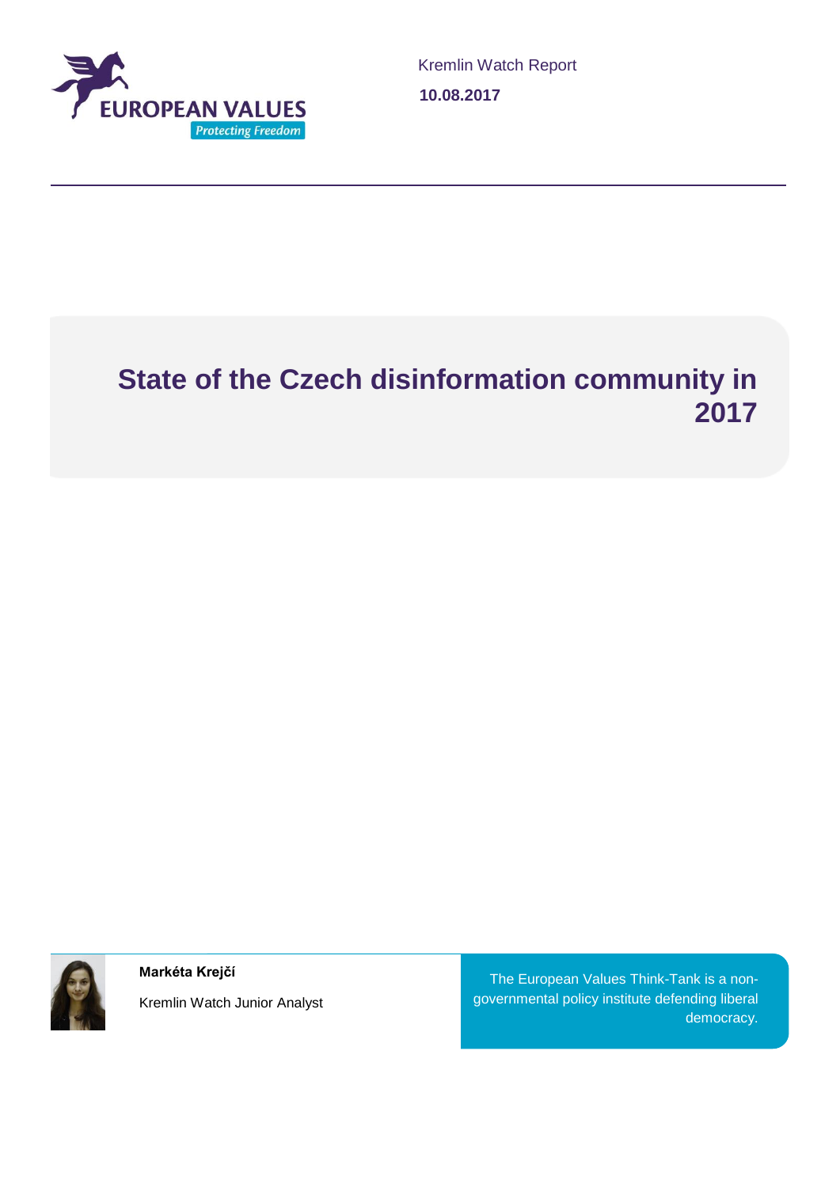EUROPEAN VALUES

Protecting Freedom

Kremlin Watch Report

**10.08.2017**

# State of the Czech disinformation community in 2017

**Markéta Krejčí**

Kremlin Watch Junior Analyst

The European Values Think-Tank is a non-governmental policy institute defending liberal democracy.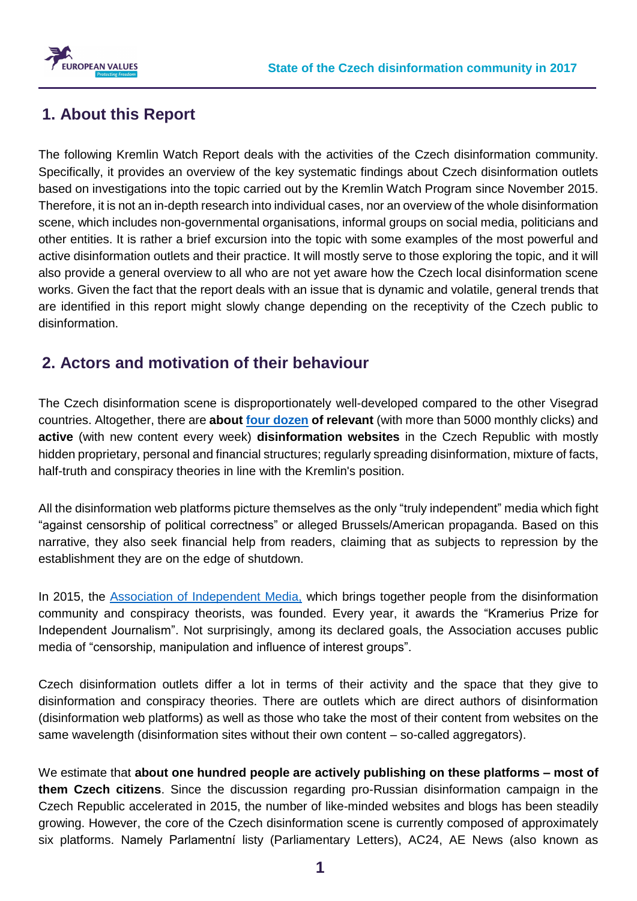## 1. About this Report

The following Kremlin Watch Report deals with the activities of the Czech disinformation community. Specifically, it provides an overview of the key systematic findings about Czech disinformation outlets based on investigations into the topic carried out by the Kremlin Watch Program since November 2015. Therefore, it is not an in-depth research into individual cases, nor an overview of the whole disinformation scene, which includes non-governmental organisations, informal groups on social media, politicians and other entities. It is rather a brief excursion into the topic with some examples of the most powerful and active disinformation outlets and their practice. It will mostly serve to those exploring the topic, and it will also provide a general overview to all who are not yet aware how the Czech local disinformation scene works. Given the fact that the report deals with an issue that is dynamic and volatile, general trends that are identified in this report might slowly change depending on the receptivity of the Czech public to disinformation.

## 2. Actors and motivation of their behaviour

The Czech disinformation scene is disproportionately well-developed compared to the other Visegrad countries. Altogether, there are **about four dozen of relevant** (with more than 5000 monthly clicks) and **active** (with new content every week) **disinformation websites** in the Czech Republic with mostly hidden proprietary, personal and financial structures; regularly spreading disinformation, mixture of facts, half-truth and conspiracy theories in line with the Kremlin's position.

All the disinformation web platforms picture themselves as the only "truly independent" media which fight "against censorship of political correctness" or alleged Brussels/American propaganda. Based on this narrative, they also seek financial help from readers, claiming that as subjects to repression by the establishment they are on the edge of shutdown.

In 2015, the Association of Independent Media, which brings together people from the disinformation community and conspiracy theorists, was founded. Every year, it awards the "Kramerius Prize for Independent Journalism". Not surprisingly, among its declared goals, the Association accuses public media of "censorship, manipulation and influence of interest groups".

Czech disinformation outlets differ a lot in terms of their activity and the space that they give to disinformation and conspiracy theories. There are outlets which are direct authors of disinformation (disinformation web platforms) as well as those who take the most of their content from websites on the same wavelength (disinformation sites without their own content – so-called aggregators).

We estimate that **about one hundred people are actively publishing on these platforms – most of them Czech citizens**. Since the discussion regarding pro-Russian disinformation campaign in the Czech Republic accelerated in 2015, the number of like-minded websites and blogs has been steadily growing. However, the core of the Czech disinformation scene is currently composed of approximately six platforms. Namely Parlamentní listy (Parliamentary Letters), AC24, AE News (also known as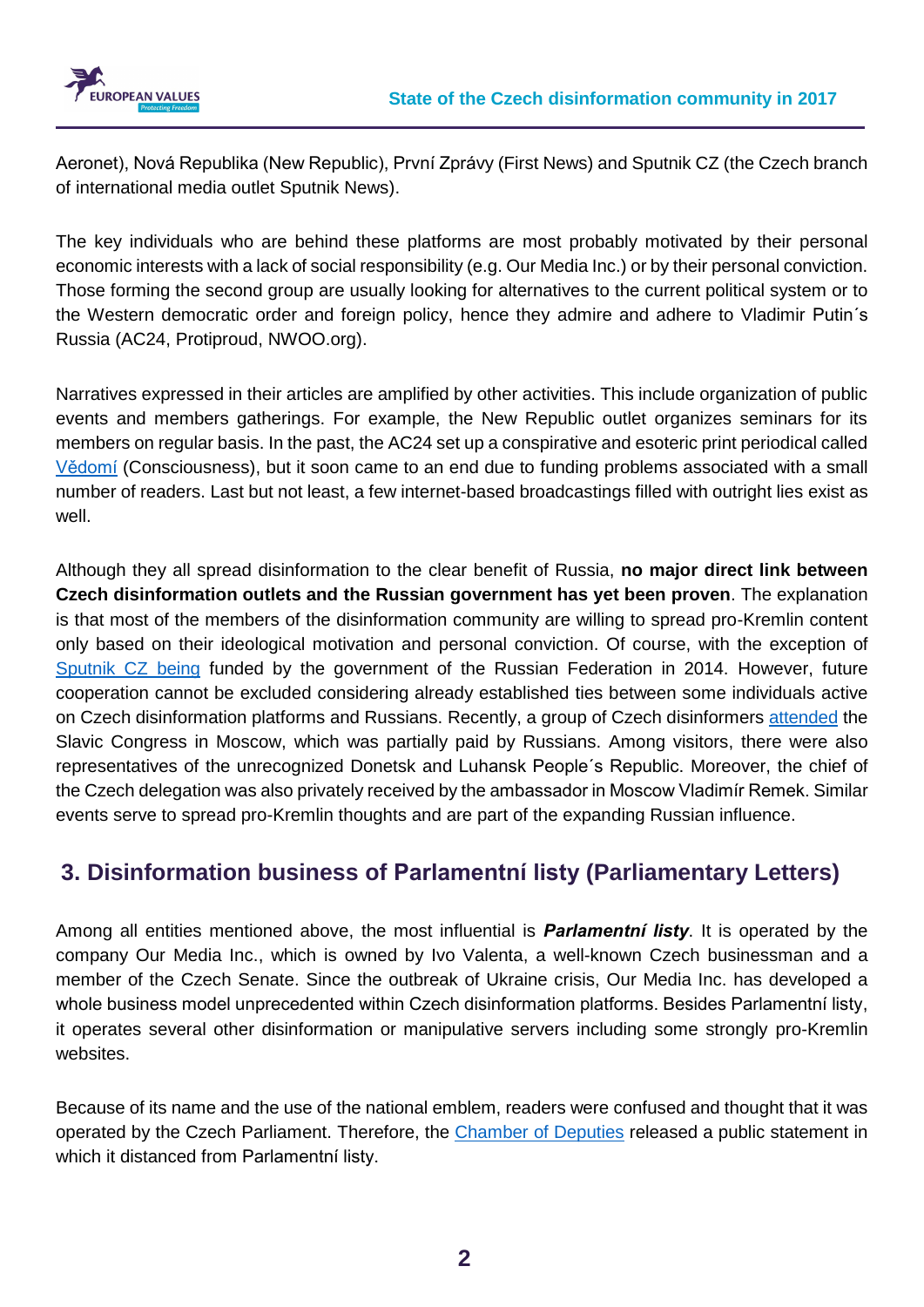Aeronet), Nová Republika (New Republic), První Zprávy (First News) and Sputnik CZ (the Czech branch of international media outlet Sputnik News).

The key individuals who are behind these platforms are most probably motivated by their personal economic interests with a lack of social responsibility (e.g. Our Media Inc.) or by their personal conviction. Those forming the second group are usually looking for alternatives to the current political system or to the Western democratic order and foreign policy, hence they admire and adhere to Vladimir Putin´s Russia (AC24, Protiproud, NWOO.org).

Narratives expressed in their articles are amplified by other activities. This include organization of public events and members gatherings. For example, the New Republic outlet organizes seminars for its members on regular basis. In the past, the AC24 set up a conspirative and esoteric print periodical called Vědomí (Consciousness), but it soon came to an end due to funding problems associated with a small number of readers. Last but not least, a few internet-based broadcastings filled with outright lies exist as well.

Although they all spread disinformation to the clear benefit of Russia, **no major direct link between Czech disinformation outlets and the Russian government has yet been proven**. The explanation is that most of the members of the disinformation community are willing to spread pro-Kremlin content only based on their ideological motivation and personal conviction. Of course, with the exception of Sputnik CZ being funded by the government of the Russian Federation in 2014. However, future cooperation cannot be excluded considering already established ties between some individuals active on Czech disinformation platforms and Russians. Recently, a group of Czech disinformers attended the Slavic Congress in Moscow, which was partially paid by Russians. Among visitors, there were also representatives of the unrecognized Donetsk and Luhansk People´s Republic. Moreover, the chief of the Czech delegation was also privately received by the ambassador in Moscow Vladimír Remek. Similar events serve to spread pro-Kremlin thoughts and are part of the expanding Russian influence.

## 3. Disinformation business of Parlamentní listy (Parliamentary Letters)

Among all entities mentioned above, the most influential is ***Parlamentní listy***. It is operated by the company Our Media Inc., which is owned by Ivo Valenta, a well-known Czech businessman and a member of the Czech Senate. Since the outbreak of Ukraine crisis, Our Media Inc. has developed a whole business model unprecedented within Czech disinformation platforms. Besides Parlamentní listy, it operates several other disinformation or manipulative servers including some strongly pro-Kremlin websites.

Because of its name and the use of the national emblem, readers were confused and thought that it was operated by the Czech Parliament. Therefore, the Chamber of Deputies released a public statement in which it distanced from Parlamentní listy.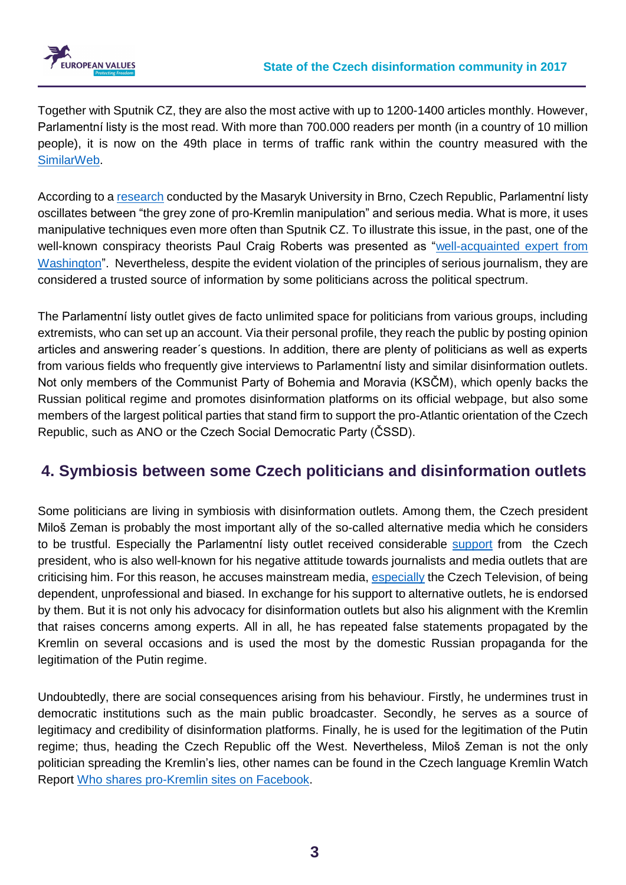Together with Sputnik CZ, they are also the most active with up to 1200-1400 articles monthly. However, Parlamentní listy is the most read. With more than 700.000 readers per month (in a country of 10 million people), it is now on the 49th place in terms of traffic rank within the country measured with the SimilarWeb.

According to a research conducted by the Masaryk University in Brno, Czech Republic, Parlamentní listy oscillates between "the grey zone of pro-Kremlin manipulation" and serious media. What is more, it uses manipulative techniques even more often than Sputnik CZ. To illustrate this issue, in the past, one of the well-known conspiracy theorists Paul Craig Roberts was presented as "well-acquainted expert from Washington". Nevertheless, despite the evident violation of the principles of serious journalism, they are considered a trusted source of information by some politicians across the political spectrum.

The Parlamentní listy outlet gives de facto unlimited space for politicians from various groups, including extremists, who can set up an account. Via their personal profile, they reach the public by posting opinion articles and answering reader´s questions. In addition, there are plenty of politicians as well as experts from various fields who frequently give interviews to Parlamentní listy and similar disinformation outlets. Not only members of the Communist Party of Bohemia and Moravia (KSČM), which openly backs the Russian political regime and promotes disinformation platforms on its official webpage, but also some members of the largest political parties that stand firm to support the pro-Atlantic orientation of the Czech Republic, such as ANO or the Czech Social Democratic Party (ČSSD).

## 4. Symbiosis between some Czech politicians and disinformation outlets

Some politicians are living in symbiosis with disinformation outlets. Among them, the Czech president Miloš Zeman is probably the most important ally of the so-called alternative media which he considers to be trustful. Especially the Parlamentní listy outlet received considerable support from the Czech president, who is also well-known for his negative attitude towards journalists and media outlets that are criticising him. For this reason, he accuses mainstream media, especially the Czech Television, of being dependent, unprofessional and biased. In exchange for his support to alternative outlets, he is endorsed by them. But it is not only his advocacy for disinformation outlets but also his alignment with the Kremlin that raises concerns among experts. All in all, he has repeated false statements propagated by the Kremlin on several occasions and is used the most by the domestic Russian propaganda for the legitimation of the Putin regime.

Undoubtedly, there are social consequences arising from his behaviour. Firstly, he undermines trust in democratic institutions such as the main public broadcaster. Secondly, he serves as a source of legitimacy and credibility of disinformation platforms. Finally, he is used for the legitimation of the Putin regime; thus, heading the Czech Republic off the West. Nevertheless, Miloš Zeman is not the only politician spreading the Kremlin's lies, other names can be found in the Czech language Kremlin Watch Report Who shares pro-Kremlin sites on Facebook.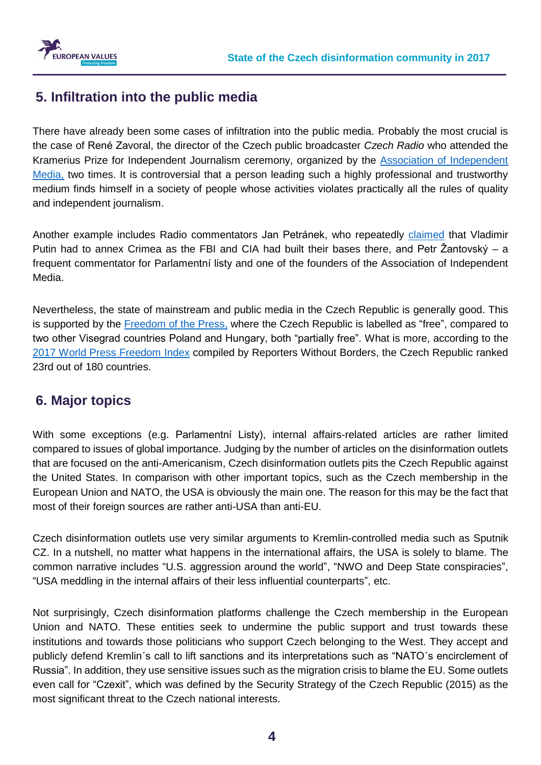## 5. Infiltration into the public media

There have already been some cases of infiltration into the public media. Probably the most crucial is the case of René Zavoral, the director of the Czech public broadcaster *Czech Radio* who attended the Kramerius Prize for Independent Journalism ceremony, organized by the Association of Independent Media, two times. It is controversial that a person leading such a highly professional and trustworthy medium finds himself in a society of people whose activities violates practically all the rules of quality and independent journalism.

Another example includes Radio commentators Jan Petránek, who repeatedly claimed that Vladimir Putin had to annex Crimea as the FBI and CIA had built their bases there, and Petr Žantovský – a frequent commentator for Parlamentní listy and one of the founders of the Association of Independent Media.

Nevertheless, the state of mainstream and public media in the Czech Republic is generally good. This is supported by the Freedom of the Press, where the Czech Republic is labelled as "free", compared to two other Visegrad countries Poland and Hungary, both "partially free". What is more, according to the 2017 World Press Freedom Index compiled by Reporters Without Borders, the Czech Republic ranked 23rd out of 180 countries.

## 6. Major topics

With some exceptions (e.g. Parlamentní Listy), internal affairs-related articles are rather limited compared to issues of global importance. Judging by the number of articles on the disinformation outlets that are focused on the anti-Americanism, Czech disinformation outlets pits the Czech Republic against the United States. In comparison with other important topics, such as the Czech membership in the European Union and NATO, the USA is obviously the main one. The reason for this may be the fact that most of their foreign sources are rather anti-USA than anti-EU.

Czech disinformation outlets use very similar arguments to Kremlin-controlled media such as Sputnik CZ. In a nutshell, no matter what happens in the international affairs, the USA is solely to blame. The common narrative includes "U.S. aggression around the world", "NWO and Deep State conspiracies", "USA meddling in the internal affairs of their less influential counterparts", etc.

Not surprisingly, Czech disinformation platforms challenge the Czech membership in the European Union and NATO. These entities seek to undermine the public support and trust towards these institutions and towards those politicians who support Czech belonging to the West. They accept and publicly defend Kremlin´s call to lift sanctions and its interpretations such as "NATO´s encirclement of Russia". In addition, they use sensitive issues such as the migration crisis to blame the EU. Some outlets even call for "Czexit", which was defined by the Security Strategy of the Czech Republic (2015) as the most significant threat to the Czech national interests.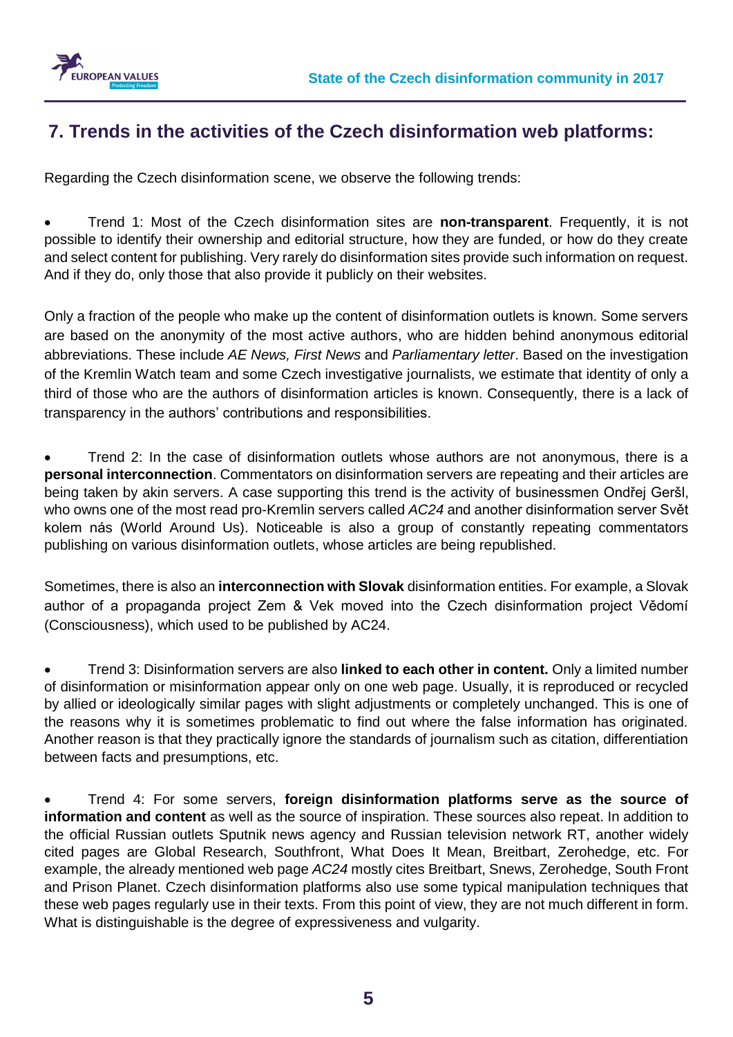## 7. Trends in the activities of the Czech disinformation web platforms:

Regarding the Czech disinformation scene, we observe the following trends:

- Trend 1: Most of the Czech disinformation sites are **non-transparent**. Frequently, it is not possible to identify their ownership and editorial structure, how they are funded, or how do they create and select content for publishing. Very rarely do disinformation sites provide such information on request. And if they do, only those that also provide it publicly on their websites.

Only a fraction of the people who make up the content of disinformation outlets is known. Some servers are based on the anonymity of the most active authors, who are hidden behind anonymous editorial abbreviations. These include *AE News, First News* and *Parliamentary letter*. Based on the investigation of the Kremlin Watch team and some Czech investigative journalists, we estimate that identity of only a third of those who are the authors of disinformation articles is known. Consequently, there is a lack of transparency in the authors' contributions and responsibilities.

- Trend 2: In the case of disinformation outlets whose authors are not anonymous, there is a **personal interconnection**. Commentators on disinformation servers are repeating and their articles are being taken by akin servers. A case supporting this trend is the activity of businessmen Ondřej Geršl, who owns one of the most read pro-Kremlin servers called *AC24* and another disinformation server Svět kolem nás (World Around Us). Noticeable is also a group of constantly repeating commentators publishing on various disinformation outlets, whose articles are being republished.

Sometimes, there is also an **interconnection with Slovak** disinformation entities. For example, a Slovak author of a propaganda project Zem & Vek moved into the Czech disinformation project Vědomí (Consciousness), which used to be published by AC24.

- Trend 3: Disinformation servers are also **linked to each other in content.** Only a limited number of disinformation or misinformation appear only on one web page. Usually, it is reproduced or recycled by allied or ideologically similar pages with slight adjustments or completely unchanged. This is one of the reasons why it is sometimes problematic to find out where the false information has originated. Another reason is that they practically ignore the standards of journalism such as citation, differentiation between facts and presumptions, etc.

- Trend 4: For some servers, **foreign disinformation platforms serve as the source of information and content** as well as the source of inspiration. These sources also repeat. In addition to the official Russian outlets Sputnik news agency and Russian television network RT, another widely cited pages are Global Research, Southfront, What Does It Mean, Breitbart, Zerohedge, etc. For example, the already mentioned web page *AC24* mostly cites Breitbart, Snews, Zerohedge, South Front and Prison Planet. Czech disinformation platforms also use some typical manipulation techniques that these web pages regularly use in their texts. From this point of view, they are not much different in form. What is distinguishable is the degree of expressiveness and vulgarity.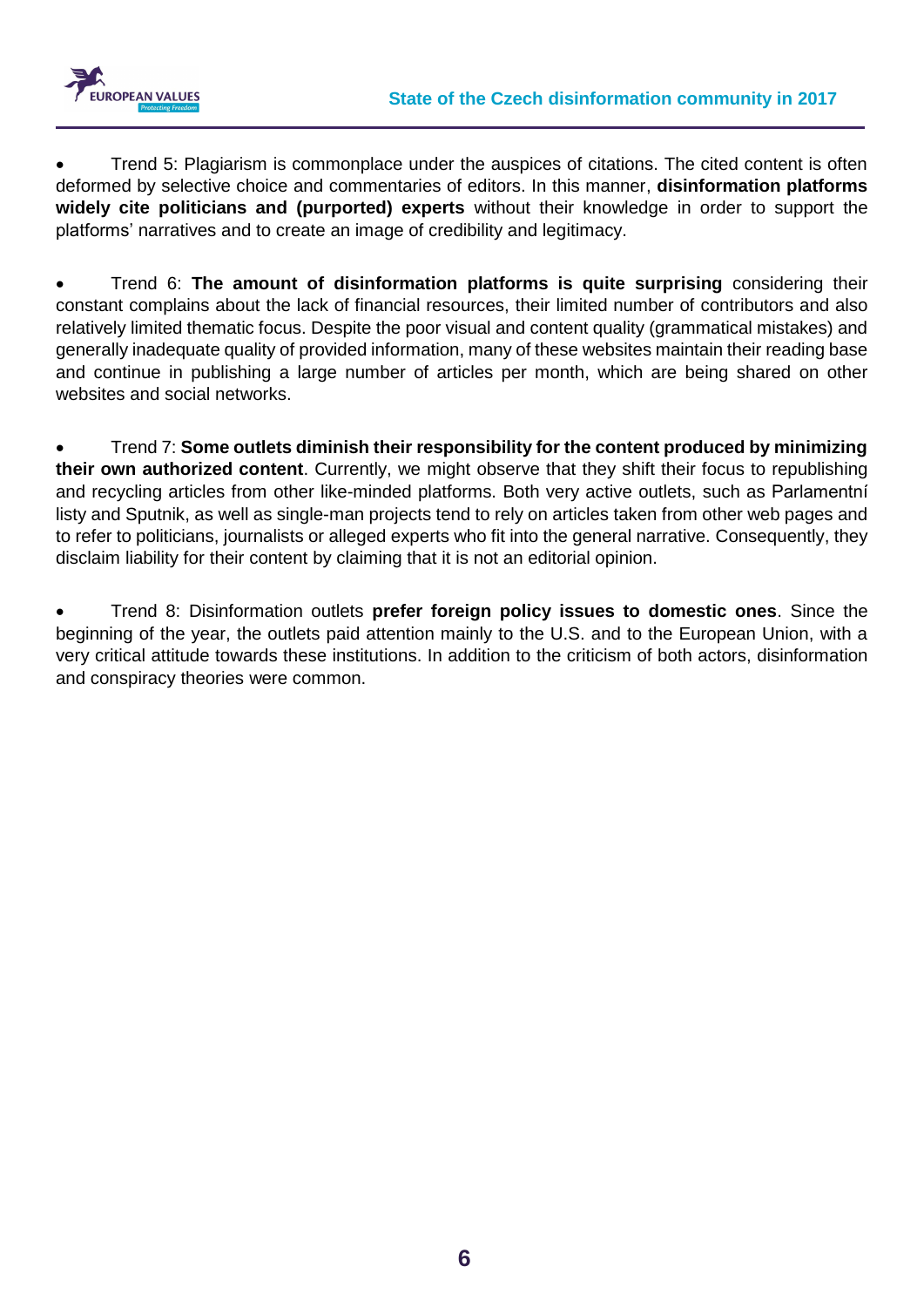- Trend 5: Plagiarism is commonplace under the auspices of citations. The cited content is often deformed by selective choice and commentaries of editors. In this manner, **disinformation platforms widely cite politicians and (purported) experts** without their knowledge in order to support the platforms' narratives and to create an image of credibility and legitimacy.

- Trend 6: **The amount of disinformation platforms is quite surprising** considering their constant complains about the lack of financial resources, their limited number of contributors and also relatively limited thematic focus. Despite the poor visual and content quality (grammatical mistakes) and generally inadequate quality of provided information, many of these websites maintain their reading base and continue in publishing a large number of articles per month, which are being shared on other websites and social networks.

- Trend 7: **Some outlets diminish their responsibility for the content produced by minimizing their own authorized content**. Currently, we might observe that they shift their focus to republishing and recycling articles from other like-minded platforms. Both very active outlets, such as Parlamentní listy and Sputnik, as well as single-man projects tend to rely on articles taken from other web pages and to refer to politicians, journalists or alleged experts who fit into the general narrative. Consequently, they disclaim liability for their content by claiming that it is not an editorial opinion.

- Trend 8: Disinformation outlets **prefer foreign policy issues to domestic ones**. Since the beginning of the year, the outlets paid attention mainly to the U.S. and to the European Union, with a very critical attitude towards these institutions. In addition to the criticism of both actors, disinformation and conspiracy theories were common.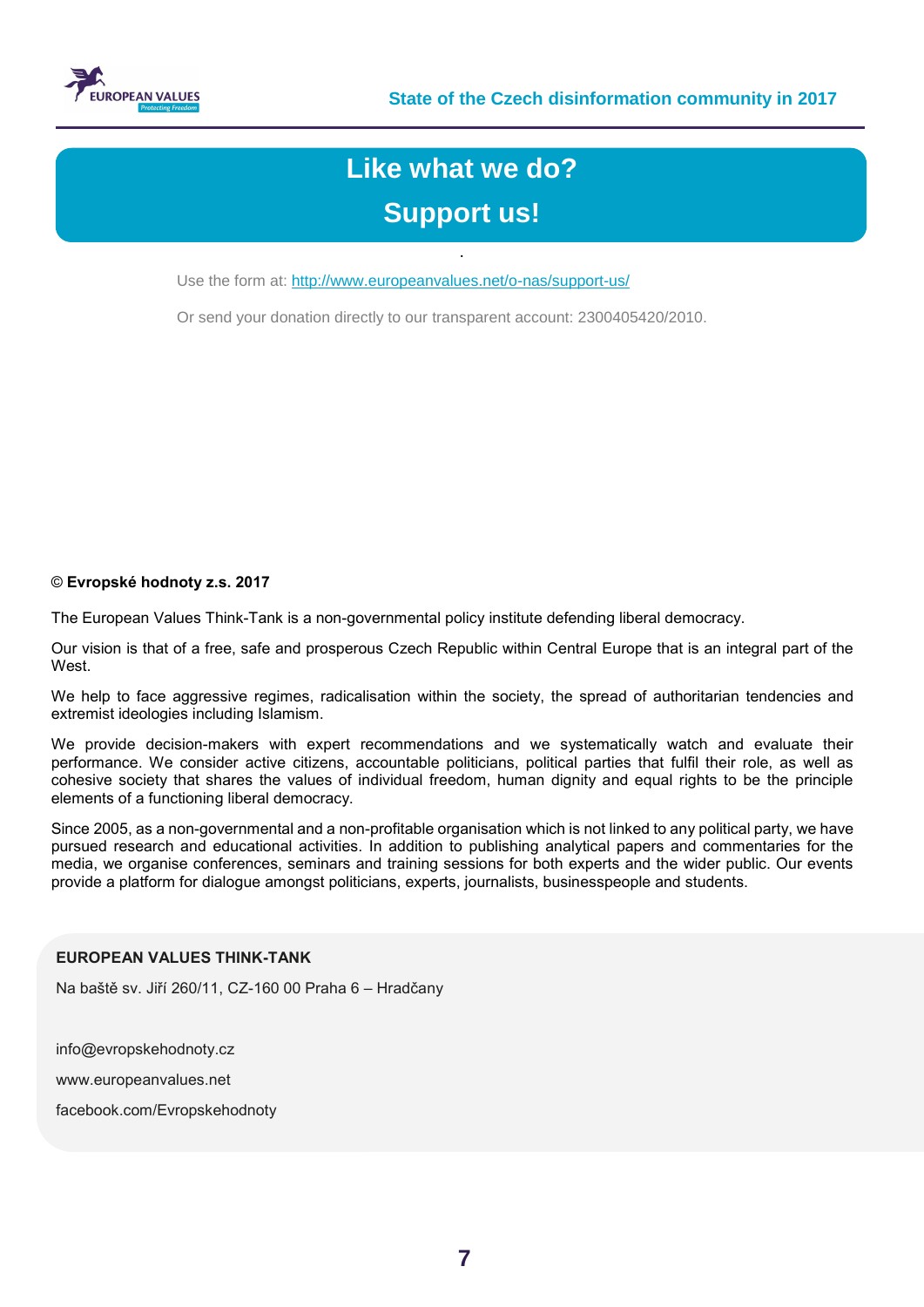# Like what we do?

# Support us!

Use the form at: http://www.europeanvalues.net/o-nas/support-us/

Or send your donation directly to our transparent account: 2300405420/2010.

**© Evropské hodnoty z.s. 2017**

The European Values Think-Tank is a non-governmental policy institute defending liberal democracy.

Our vision is that of a free, safe and prosperous Czech Republic within Central Europe that is an integral part of the West.

We help to face aggressive regimes, radicalisation within the society, the spread of authoritarian tendencies and extremist ideologies including Islamism.

We provide decision-makers with expert recommendations and we systematically watch and evaluate their performance. We consider active citizens, accountable politicians, political parties that fulfil their role, as well as cohesive society that shares the values of individual freedom, human dignity and equal rights to be the principle elements of a functioning liberal democracy.

Since 2005, as a non-governmental and a non-profitable organisation which is not linked to any political party, we have pursued research and educational activities. In addition to publishing analytical papers and commentaries for the media, we organise conferences, seminars and training sessions for both experts and the wider public. Our events provide a platform for dialogue amongst politicians, experts, journalists, businesspeople and students.

**EUROPEAN VALUES THINK-TANK**

Na baště sv. Jiří 260/11, CZ-160 00 Praha 6 – Hradčany

info@evropskehodnoty.cz

www.europeanvalues.net

facebook.com/Evropskehodnoty